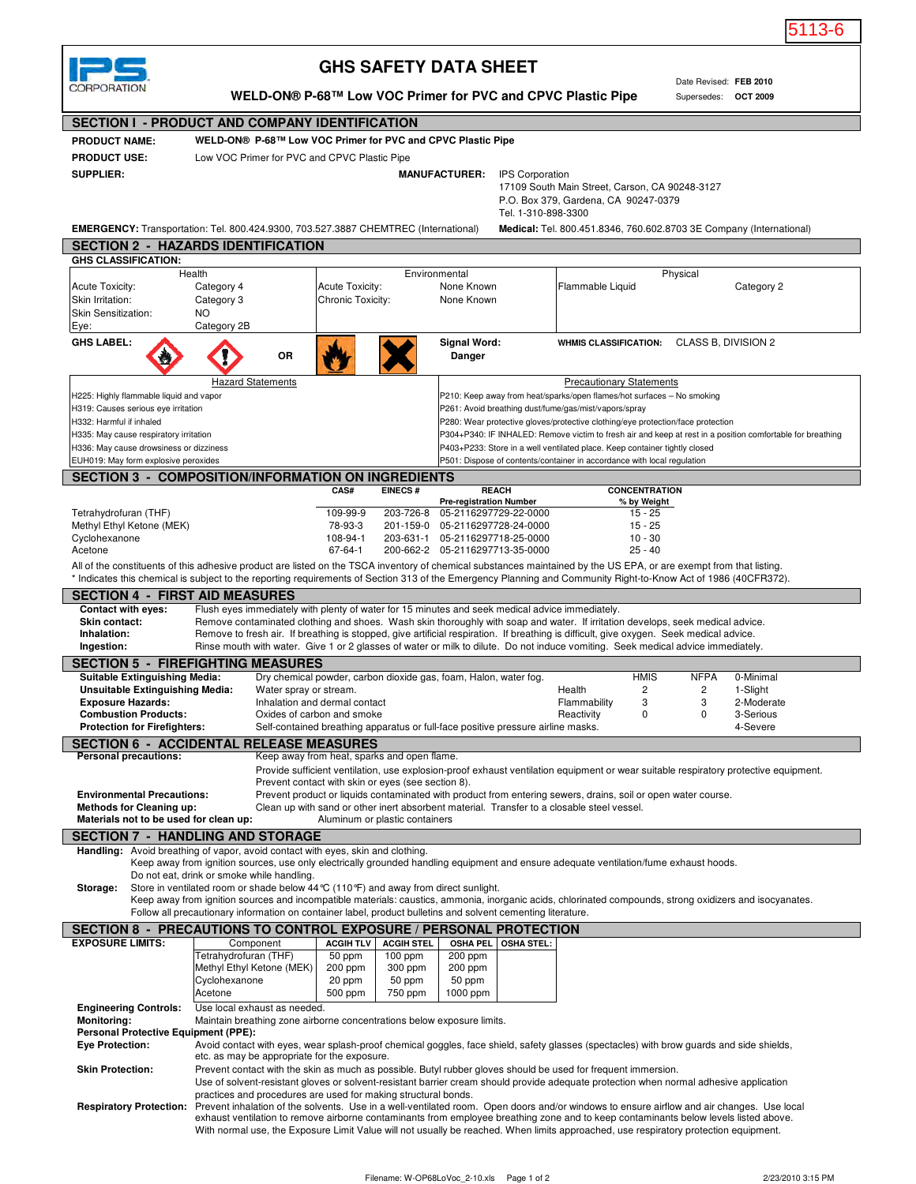5113-6

IPS CORPORATION

# GHS SAFETY DATA SHEET

**WELD-ON® P-68™ Low VOC Primer for PVC and CPVC Plastic Pipe**

Date Revised: **FEB 2010**
Supersedes: **OCT 2009**

## SECTION I - PRODUCT AND COMPANY IDENTIFICATION

**PRODUCT NAME:** **WELD-ON® P-68™ Low VOC Primer for PVC and CPVC Plastic Pipe**

**PRODUCT USE:** Low VOC Primer for PVC and CPVC Plastic Pipe

**SUPPLIER:**

**MANUFACTURER:** IPS Corporation
17109 South Main Street, Carson, CA 90248-3127
P.O. Box 379, Gardena, CA 90247-0379
Tel. 1-310-898-3300

**EMERGENCY:** Transportation: Tel. 800.424.9300, 703.527.3887 CHEMTREC (International)
**Medical:** Tel. 800.451.8346, 760.602.8703 3E Company (International)

## SECTION 2 - HAZARDS IDENTIFICATION

**GHS CLASSIFICATION:**

| Health | | Environmental | | Physical | |
|---|---|---|---|---|---|
| Acute Toxicity: | Category 4 | Acute Toxicity: | None Known | Flammable Liquid | Category 2 |
| Skin Irritation: | Category 3 | Chronic Toxicity: | None Known | | |
| Skin Sensitization: | NO | | | | |
| Eye: | Category 2B | | | | |

**GHS LABEL:** OR

**Signal Word:** **Danger**

**WHMIS CLASSIFICATION:** CLASS B, DIVISION 2

| Hazard Statements | Precautionary Statements |
|---|---|
| H225: Highly flammable liquid and vapor | P210: Keep away from heat/sparks/open flames/hot surfaces – No smoking |
| H319: Causes serious eye irritation | P261: Avoid breathing dust/fume/gas/mist/vapors/spray |
| H332: Harmful if inhaled | P280: Wear protective gloves/protective clothing/eye protection/face protection |
| H335: May cause respiratory irritation | P304+P340: IF INHALED: Remove victim to fresh air and keep at rest in a position comfortable for breathing |
| H336: May cause drowsiness or dizziness | P403+P233: Store in a well ventilated place. Keep container tightly closed |
| EUH019: May form explosive peroxides | P501: Dispose of contents/container in accordance with local regulation |

## SECTION 3 - COMPOSITION/INFORMATION ON INGREDIENTS

| | CAS# | EINECS # | REACH Pre-registration Number | CONCENTRATION % by Weight |
|---|---|---|---|---|
| Tetrahydrofuran (THF) | 109-99-9 | 203-726-8 | 05-2116297729-22-0000 | 15 - 25 |
| Methyl Ethyl Ketone (MEK) | 78-93-3 | 201-159-0 | 05-2116297728-24-0000 | 15 - 25 |
| Cyclohexanone | 108-94-1 | 203-631-1 | 05-2116297718-25-0000 | 10 - 30 |
| Acetone | 67-64-1 | 200-662-2 | 05-2116297713-35-0000 | 25 - 40 |

All of the constituents of this adhesive product are listed on the TSCA inventory of chemical substances maintained by the US EPA, or are exempt from that listing.
* Indicates this chemical is subject to the reporting requirements of Section 313 of the Emergency Planning and Community Right-to-Know Act of 1986 (40CFR372).

## SECTION 4 - FIRST AID MEASURES

**Contact with eyes:** Flush eyes immediately with plenty of water for 15 minutes and seek medical advice immediately.
**Skin contact:** Remove contaminated clothing and shoes. Wash skin thoroughly with soap and water. If irritation develops, seek medical advice.
**Inhalation:** Remove to fresh air. If breathing is stopped, give artificial respiration. If breathing is difficult, give oxygen. Seek medical advice.
**Ingestion:** Rinse mouth with water. Give 1 or 2 glasses of water or milk to dilute. Do not induce vomiting. Seek medical advice immediately.

## SECTION 5 - FIREFIGHTING MEASURES

**Suitable Extinguishing Media:** Dry chemical powder, carbon dioxide gas, foam, Halon, water fog.
**Unsuitable Extinguishing Media:** Water spray or stream.
**Exposure Hazards:** Inhalation and dermal contact
**Combustion Products:** Oxides of carbon and smoke
**Protection for Firefighters:** Self-contained breathing apparatus or full-face positive pressure airline masks.

| | HMIS | NFPA | |
|---|---|---|---|
| | | | 0-Minimal |
| Health | 2 | 2 | 1-Slight |
| Flammability | 3 | 3 | 2-Moderate |
| Reactivity | 0 | 0 | 3-Serious |
| | | | 4-Severe |

## SECTION 6 - ACCIDENTAL RELEASE MEASURES

**Personal precautions:** Keep away from heat, sparks and open flame.
Provide sufficient ventilation, use explosion-proof exhaust ventilation equipment or wear suitable respiratory protective equipment.
Prevent contact with skin or eyes (see section 8).
**Environmental Precautions:** Prevent product or liquids contaminated with product from entering sewers, drains, soil or open water course.
**Methods for Cleaning up:** Clean up with sand or other inert absorbent material. Transfer to a closable steel vessel.
**Materials not to be used for clean up:** Aluminum or plastic containers

## SECTION 7 - HANDLING AND STORAGE

**Handling:** Avoid breathing of vapor, avoid contact with eyes, skin and clothing.
Keep away from ignition sources, use only electrically grounded handling equipment and ensure adequate ventilation/fume exhaust hoods.
Do not eat, drink or smoke while handling.
**Storage:** Store in ventilated room or shade below 44°C (110°F) and away from direct sunlight.
Keep away from ignition sources and incompatible materials: caustics, ammonia, inorganic acids, chlorinated compounds, strong oxidizers and isocyanates.
Follow all precautionary information on container label, product bulletins and solvent cementing literature.

## SECTION 8 - PRECAUTIONS TO CONTROL EXPOSURE / PERSONAL PROTECTION

**EXPOSURE LIMITS:**

| Component | ACGIH TLV | ACGIH STEL | OSHA PEL | OSHA STEL: |
|---|---|---|---|---|
| Tetrahydrofuran (THF) | 50 ppm | 100 ppm | 200 ppm | |
| Methyl Ethyl Ketone (MEK) | 200 ppm | 300 ppm | 200 ppm | |
| Cyclohexanone | 20 ppm | 50 ppm | 50 ppm | |
| Acetone | 500 ppm | 750 ppm | 1000 ppm | |

**Engineering Controls:** Use local exhaust as needed.
**Monitoring:** Maintain breathing zone airborne concentrations below exposure limits.
**Personal Protective Equipment (PPE):**
**Eye Protection:** Avoid contact with eyes, wear splash-proof chemical goggles, face shield, safety glasses (spectacles) with brow guards and side shields, etc. as may be appropriate for the exposure.
**Skin Protection:** Prevent contact with the skin as much as possible. Butyl rubber gloves should be used for frequent immersion.
Use of solvent-resistant gloves or solvent-resistant barrier cream should provide adequate protection when normal adhesive application practices and procedures are used for making structural bonds.
**Respiratory Protection:** Prevent inhalation of the solvents. Use in a well-ventilated room. Open doors and/or windows to ensure airflow and air changes. Use local exhaust ventilation to remove airborne contaminants from employee breathing zone and to keep contaminants below levels listed above.
With normal use, the Exposure Limit Value will not usually be reached. When limits approached, use respiratory protection equipment.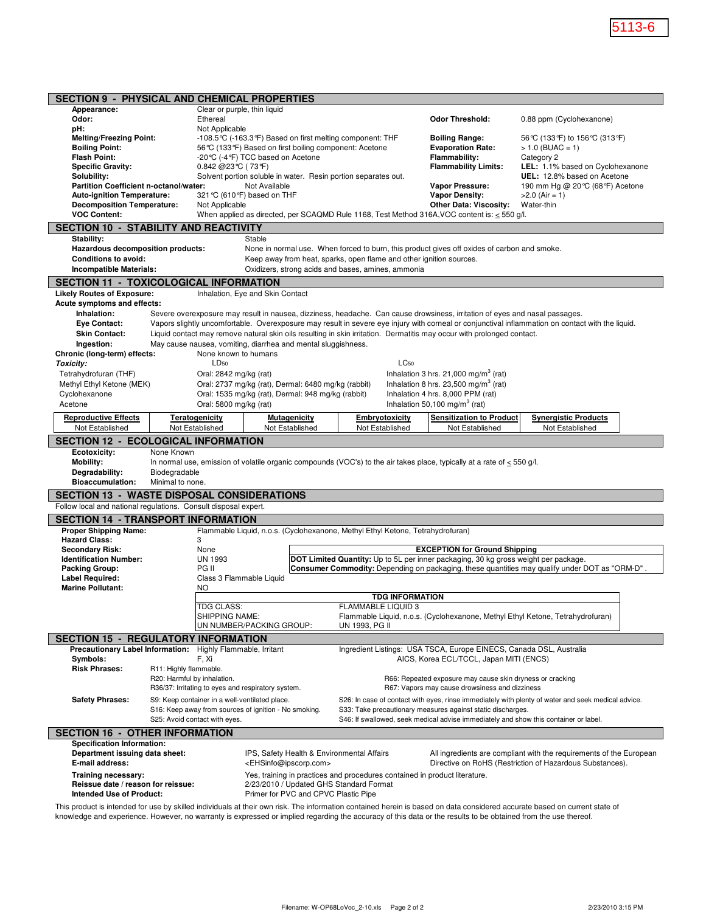5113-6

## SECTION 9 - PHYSICAL AND CHEMICAL PROPERTIES

**Appearance:** Clear or purple, thin liquid
**Odor:** Ethereal
**Odor Threshold:** 0.88 ppm (Cyclohexanone)
**pH:** Not Applicable
**Melting/Freezing Point:** -108.5°C (-163.3°F) Based on first melting component: THF
**Boiling Range:** 56°C (133°F) to 156°C (313°F)
**Boiling Point:** 56°C (133°F) Based on first boiling component: Acetone
**Evaporation Rate:** > 1.0 (BUAC = 1)
**Flash Point:** -20°C (-4°F) TCC based on Acetone
**Flammability:** Category 2
**Specific Gravity:** 0.842 @23°C ( 73°F)
**Flammability Limits:** **LEL:** 1.1% based on Cyclohexanone; **UEL:** 12.8% based on Acetone
**Solubility:** Solvent portion soluble in water. Resin portion separates out.
**Partition Coefficient n-octanol/water:** Not Available
**Vapor Pressure:** 190 mm Hg @ 20°C (68°F) Acetone
**Auto-ignition Temperature:** 321°C (610°F) based on THF
**Vapor Density:** >2.0 (Air = 1)
**Decomposition Temperature:** Not Applicable
**Other Data: Viscosity:** Water-thin
**VOC Content:** When applied as directed, per SCAQMD Rule 1168, Test Method 316A,VOC content is: ≤ 550 g/l.

## SECTION 10 - STABILITY AND REACTIVITY

**Stability:** Stable
**Hazardous decomposition products:** None in normal use. When forced to burn, this product gives off oxides of carbon and smoke.
**Conditions to avoid:** Keep away from heat, sparks, open flame and other ignition sources.
**Incompatible Materials:** Oxidizers, strong acids and bases, amines, ammonia

## SECTION 11 - TOXICOLOGICAL INFORMATION

**Likely Routes of Exposure:** Inhalation, Eye and Skin Contact
**Acute symptoms and effects:**
**Inhalation:** Severe overexposure may result in nausea, dizziness, headache. Can cause drowsiness, irritation of eyes and nasal passages.
**Eye Contact:** Vapors slightly uncomfortable. Overexposure may result in severe eye injury with corneal or conjunctival inflammation on contact with the liquid.
**Skin Contact:** Liquid contact may remove natural skin oils resulting in skin irritation. Dermatitis may occur with prolonged contact.
**Ingestion:** May cause nausea, vomiting, diarrhea and mental sluggishness.
**Chronic (long-term) effects:** None known to humans

| *Toxicity:* | $LD_{50}$ | $LC_{50}$ |
|---|---|---|
| Tetrahydrofuran (THF) | Oral: 2842 mg/kg (rat) | Inhalation 3 hrs. 21,000 mg/m$^3$ (rat) |
| Methyl Ethyl Ketone (MEK) | Oral: 2737 mg/kg (rat), Dermal: 6480 mg/kg (rabbit) | Inhalation 8 hrs. 23,500 mg/m$^3$ (rat) |
| Cyclohexanone | Oral: 1535 mg/kg (rat), Dermal: 948 mg/kg (rabbit) | Inhalation 4 hrs. 8,000 PPM (rat) |
| Acetone | Oral: 5800 mg/kg (rat) | Inhalation 50,100 mg/m$^3$ (rat) |

| Reproductive Effects | Teratogenicity | Mutagenicity | Embryotoxicity | Sensitization to Product | Synergistic Products |
|---|---|---|---|---|---|
| Not Established | Not Established | Not Established | Not Established | Not Established | Not Established |

## SECTION 12 - ECOLOGICAL INFORMATION

**Ecotoxicity:** None Known
**Mobility:** In normal use, emission of volatile organic compounds (VOC's) to the air takes place, typically at a rate of ≤ 550 g/l.
**Degradability:** Biodegradable
**Bioaccumulation:** Minimal to none.

## SECTION 13 - WASTE DISPOSAL CONSIDERATIONS

Follow local and national regulations. Consult disposal expert.

## SECTION 14 - TRANSPORT INFORMATION

**Proper Shipping Name:** Flammable Liquid, n.o.s. (Cyclohexanone, Methyl Ethyl Ketone, Tetrahydrofuran)
**Hazard Class:** 3
**Secondary Risk:** None
**Identification Number:** UN 1993
**Packing Group:** PG II
**Label Required:** Class 3 Flammable Liquid
**Marine Pollutant:** NO

**EXCEPTION for Ground Shipping**
**DOT Limited Quantity:** Up to 5L per inner packaging, 30 kg gross weight per package.
**Consumer Commodity:** Depending on packaging, these quantities may qualify under DOT as "ORM-D" .

| TDG INFORMATION | |
|---|---|
| TDG CLASS: | FLAMMABLE LIQUID 3 |
| SHIPPING NAME: | Flammable Liquid, n.o.s. (Cyclohexanone, Methyl Ethyl Ketone, Tetrahydrofuran) |
| UN NUMBER/PACKING GROUP: | UN 1993, PG II |

## SECTION 15 - REGULATORY INFORMATION

**Precautionary Label Information:** Highly Flammable, Irritant
**Ingredient Listings:** USA TSCA, Europe EINECS, Canada DSL, Australia AICS, Korea ECL/TCCL, Japan MITI (ENCS)
**Symbols:** F, Xi
**Risk Phrases:**
R11: Highly flammable.
R20: Harmful by inhalation.
R36/37: Irritating to eyes and respiratory system.
R66: Repeated exposure may cause skin dryness or cracking
R67: Vapors may cause drowsiness and dizziness

**Safety Phrases:**
S9: Keep container in a well-ventilated place.
S16: Keep away from sources of ignition - No smoking.
S25: Avoid contact with eyes.
S26: In case of contact with eyes, rinse immediately with plenty of water and seek medical advice.
S33: Take precautionary measures against static discharges.
S46: If swallowed, seek medical advise immediately and show this container or label.

## SECTION 16 - OTHER INFORMATION

**Specification Information:**
**Department issuing data sheet:** IPS, Safety Health & Environmental Affairs
**E-mail address:** <EHSinfo@ipscorp.com>
All ingredients are compliant with the requirements of the European Directive on RoHS (Restriction of Hazardous Substances).
**Training necessary:** Yes, training in practices and procedures contained in product literature.
**Reissue date / reason for reissue:** 2/23/2010 / Updated GHS Standard Format
**Intended Use of Product:** Primer for PVC and CPVC Plastic Pipe

This product is intended for use by skilled individuals at their own risk. The information contained herein is based on data considered accurate based on current state of knowledge and experience. However, no warranty is expressed or implied regarding the accuracy of this data or the results to be obtained from the use thereof.